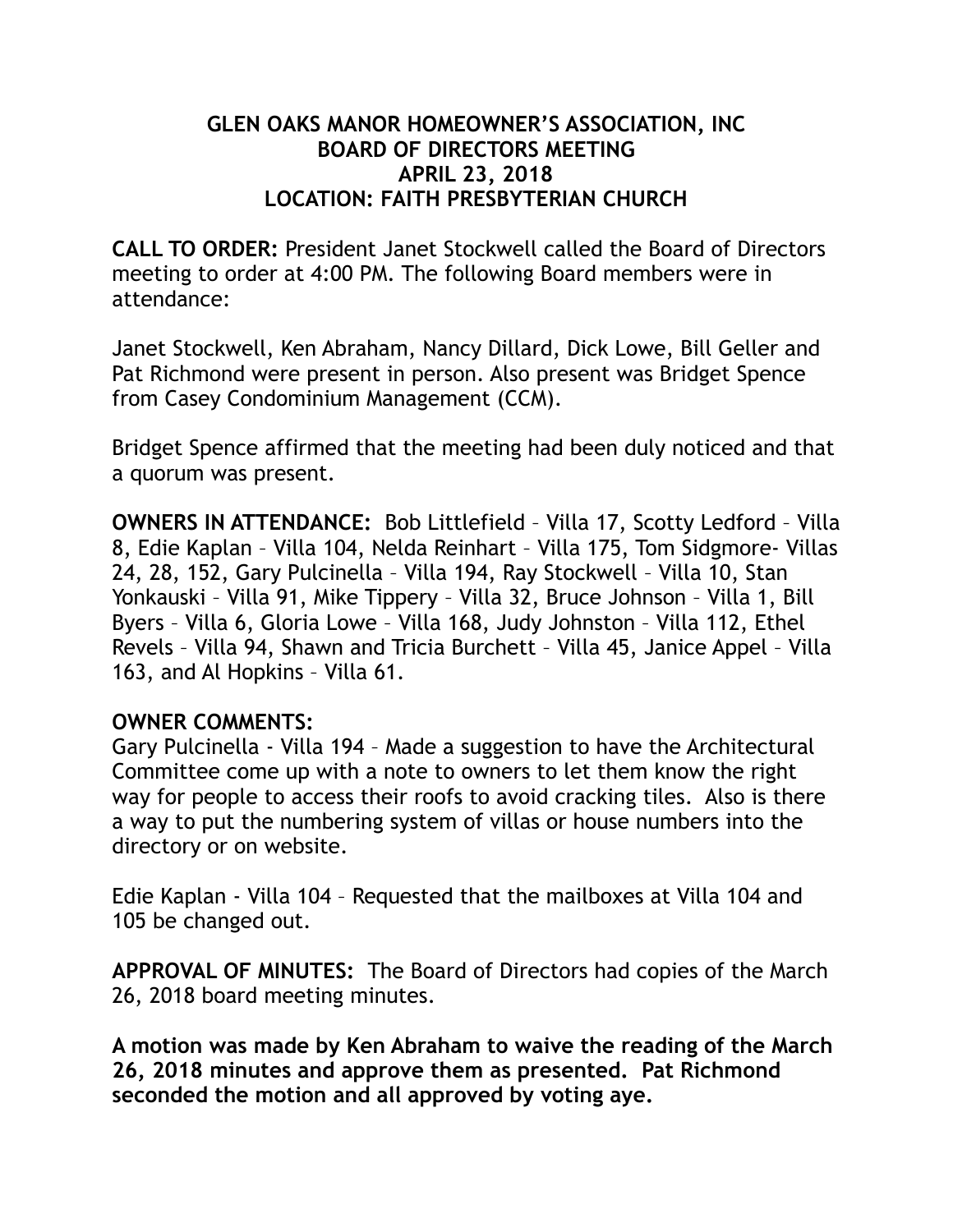**GLEN OAKS MANOR HOMEOWNER'S ASSOCIATION, INC**
**BOARD OF DIRECTORS MEETING**
**APRIL 23, 2018**
**LOCATION: FAITH PRESBYTERIAN CHURCH**

**CALL TO ORDER:** President Janet Stockwell called the Board of Directors meeting to order at 4:00 PM. The following Board members were in attendance:

Janet Stockwell, Ken Abraham, Nancy Dillard, Dick Lowe, Bill Geller and Pat Richmond were present in person. Also present was Bridget Spence from Casey Condominium Management (CCM).

Bridget Spence affirmed that the meeting had been duly noticed and that a quorum was present.

**OWNERS IN ATTENDANCE:** Bob Littlefield – Villa 17, Scotty Ledford – Villa 8, Edie Kaplan – Villa 104, Nelda Reinhart – Villa 175, Tom Sidgmore- Villas 24, 28, 152, Gary Pulcinella – Villa 194, Ray Stockwell – Villa 10, Stan Yonkauski – Villa 91, Mike Tippery – Villa 32, Bruce Johnson – Villa 1, Bill Byers – Villa 6, Gloria Lowe – Villa 168, Judy Johnston – Villa 112, Ethel Revels – Villa 94, Shawn and Tricia Burchett – Villa 45, Janice Appel – Villa 163, and Al Hopkins – Villa 61.

**OWNER COMMENTS:**
Gary Pulcinella - Villa 194 – Made a suggestion to have the Architectural Committee come up with a note to owners to let them know the right way for people to access their roofs to avoid cracking tiles. Also is there a way to put the numbering system of villas or house numbers into the directory or on website.

Edie Kaplan - Villa 104 – Requested that the mailboxes at Villa 104 and 105 be changed out.

**APPROVAL OF MINUTES:** The Board of Directors had copies of the March 26, 2018 board meeting minutes.

**A motion was made by Ken Abraham to waive the reading of the March 26, 2018 minutes and approve them as presented. Pat Richmond seconded the motion and all approved by voting aye.**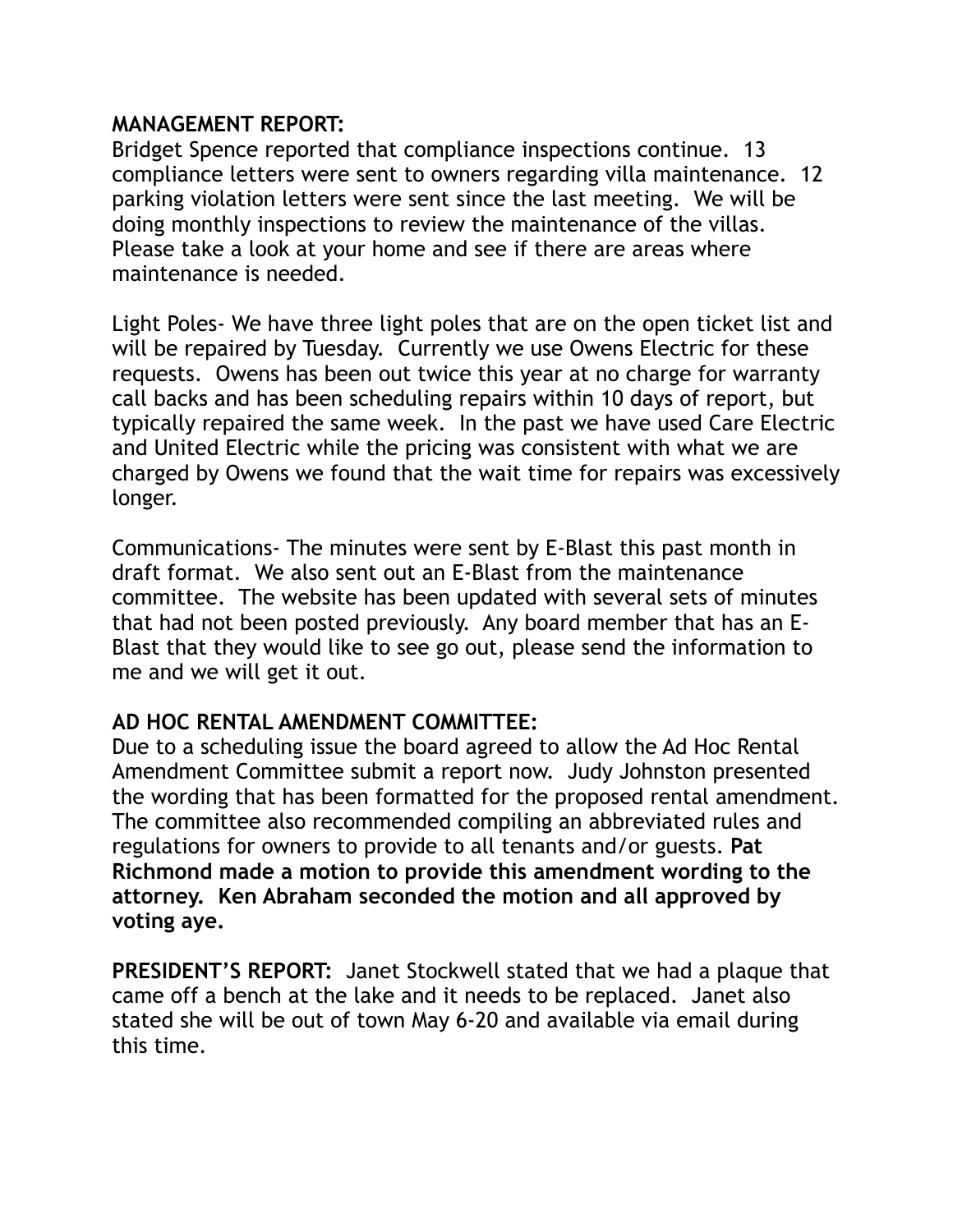**MANAGEMENT REPORT:**
Bridget Spence reported that compliance inspections continue. 13 compliance letters were sent to owners regarding villa maintenance. 12 parking violation letters were sent since the last meeting. We will be doing monthly inspections to review the maintenance of the villas. Please take a look at your home and see if there are areas where maintenance is needed.

Light Poles- We have three light poles that are on the open ticket list and will be repaired by Tuesday. Currently we use Owens Electric for these requests. Owens has been out twice this year at no charge for warranty call backs and has been scheduling repairs within 10 days of report, but typically repaired the same week. In the past we have used Care Electric and United Electric while the pricing was consistent with what we are charged by Owens we found that the wait time for repairs was excessively longer.

Communications- The minutes were sent by E-Blast this past month in draft format. We also sent out an E-Blast from the maintenance committee. The website has been updated with several sets of minutes that had not been posted previously. Any board member that has an E-Blast that they would like to see go out, please send the information to me and we will get it out.

**AD HOC RENTAL AMENDMENT COMMITTEE:**
Due to a scheduling issue the board agreed to allow the Ad Hoc Rental Amendment Committee submit a report now. Judy Johnston presented the wording that has been formatted for the proposed rental amendment. The committee also recommended compiling an abbreviated rules and regulations for owners to provide to all tenants and/or guests. **Pat Richmond made a motion to provide this amendment wording to the attorney. Ken Abraham seconded the motion and all approved by voting aye.**

**PRESIDENT'S REPORT:** Janet Stockwell stated that we had a plaque that came off a bench at the lake and it needs to be replaced. Janet also stated she will be out of town May 6-20 and available via email during this time.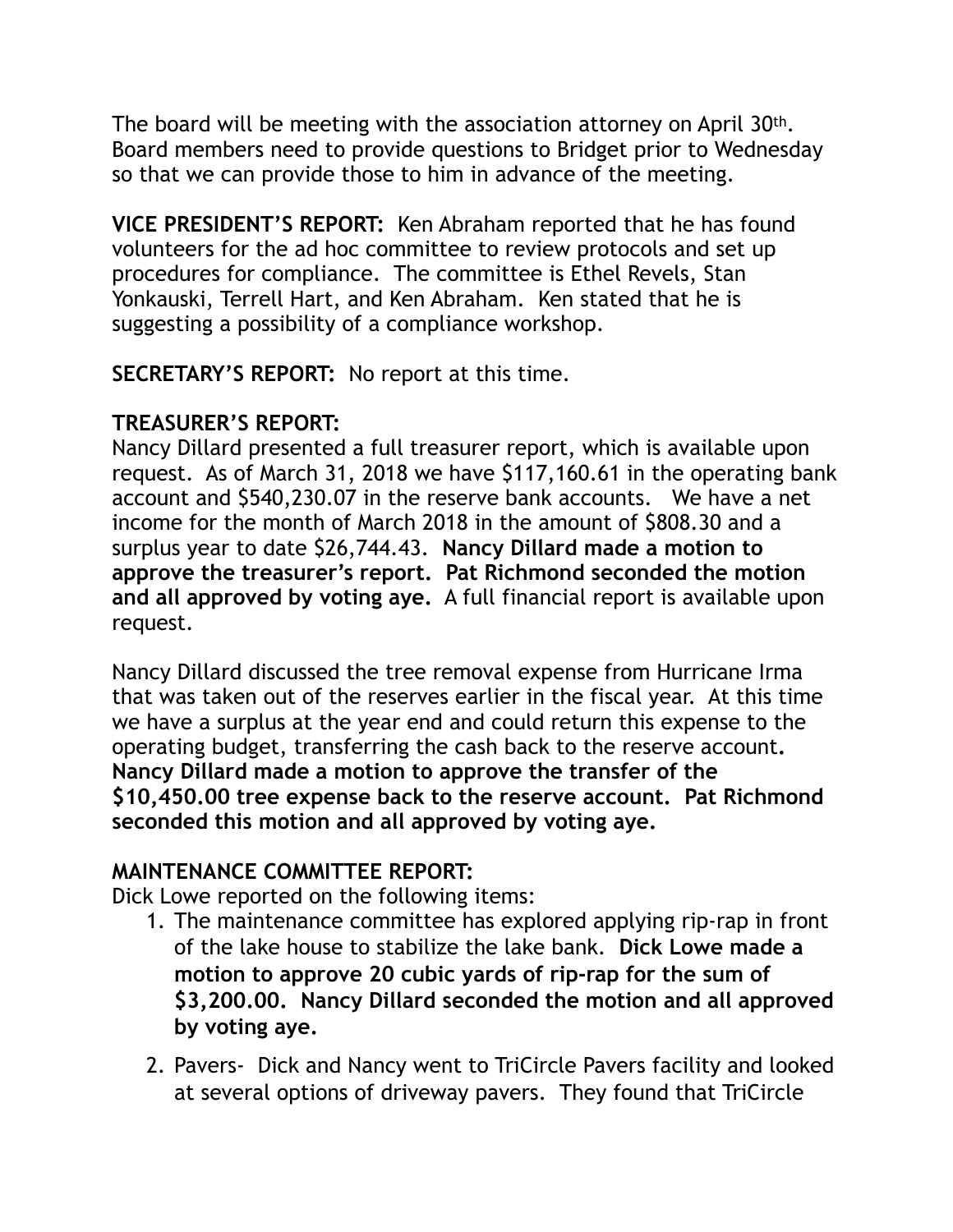The board will be meeting with the association attorney on April 30th. Board members need to provide questions to Bridget prior to Wednesday so that we can provide those to him in advance of the meeting.

**VICE PRESIDENT'S REPORT:** Ken Abraham reported that he has found volunteers for the ad hoc committee to review protocols and set up procedures for compliance. The committee is Ethel Revels, Stan Yonkauski, Terrell Hart, and Ken Abraham. Ken stated that he is suggesting a possibility of a compliance workshop.

**SECRETARY'S REPORT:** No report at this time.

**TREASURER'S REPORT:**
Nancy Dillard presented a full treasurer report, which is available upon request. As of March 31, 2018 we have $117,160.61 in the operating bank account and $540,230.07 in the reserve bank accounts. We have a net income for the month of March 2018 in the amount of $808.30 and a surplus year to date $26,744.43. **Nancy Dillard made a motion to approve the treasurer's report. Pat Richmond seconded the motion and all approved by voting aye.** A full financial report is available upon request.

Nancy Dillard discussed the tree removal expense from Hurricane Irma that was taken out of the reserves earlier in the fiscal year. At this time we have a surplus at the year end and could return this expense to the operating budget, transferring the cash back to the reserve account. **Nancy Dillard made a motion to approve the transfer of the $10,450.00 tree expense back to the reserve account. Pat Richmond seconded this motion and all approved by voting aye.**

**MAINTENANCE COMMITTEE REPORT:**
Dick Lowe reported on the following items:

1. The maintenance committee has explored applying rip-rap in front of the lake house to stabilize the lake bank. **Dick Lowe made a motion to approve 20 cubic yards of rip-rap for the sum of $3,200.00. Nancy Dillard seconded the motion and all approved by voting aye.**
2. Pavers- Dick and Nancy went to TriCircle Pavers facility and looked at several options of driveway pavers. They found that TriCircle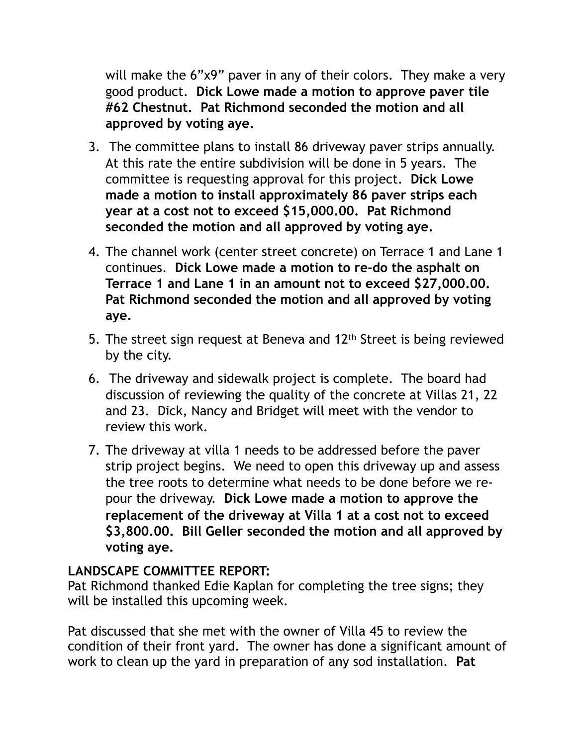will make the 6”x9” paver in any of their colors. They make a very good product. **Dick Lowe made a motion to approve paver tile #62 Chestnut. Pat Richmond seconded the motion and all approved by voting aye.**

3. The committee plans to install 86 driveway paver strips annually. At this rate the entire subdivision will be done in 5 years. The committee is requesting approval for this project. **Dick Lowe made a motion to install approximately 86 paver strips each year at a cost not to exceed $15,000.00. Pat Richmond seconded the motion and all approved by voting aye.**
4. The channel work (center street concrete) on Terrace 1 and Lane 1 continues. **Dick Lowe made a motion to re-do the asphalt on Terrace 1 and Lane 1 in an amount not to exceed $27,000.00. Pat Richmond seconded the motion and all approved by voting aye.**
5. The street sign request at Beneva and 12th Street is being reviewed by the city.
6. The driveway and sidewalk project is complete. The board had discussion of reviewing the quality of the concrete at Villas 21, 22 and 23. Dick, Nancy and Bridget will meet with the vendor to review this work.
7. The driveway at villa 1 needs to be addressed before the paver strip project begins. We need to open this driveway up and assess the tree roots to determine what needs to be done before we re-pour the driveway. **Dick Lowe made a motion to approve the replacement of the driveway at Villa 1 at a cost not to exceed $3,800.00. Bill Geller seconded the motion and all approved by voting aye.**

**LANDSCAPE COMMITTEE REPORT:**
Pat Richmond thanked Edie Kaplan for completing the tree signs; they will be installed this upcoming week.

Pat discussed that she met with the owner of Villa 45 to review the condition of their front yard. The owner has done a significant amount of work to clean up the yard in preparation of any sod installation. **Pat**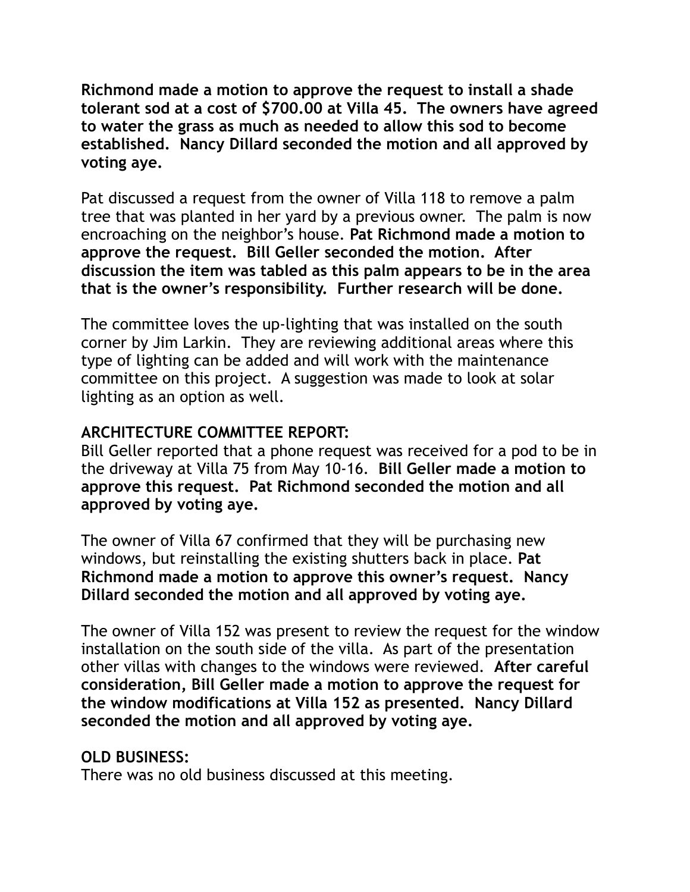**Richmond made a motion to approve the request to install a shade tolerant sod at a cost of $700.00 at Villa 45. The owners have agreed to water the grass as much as needed to allow this sod to become established. Nancy Dillard seconded the motion and all approved by voting aye.**

Pat discussed a request from the owner of Villa 118 to remove a palm tree that was planted in her yard by a previous owner. The palm is now encroaching on the neighbor's house. **Pat Richmond made a motion to approve the request. Bill Geller seconded the motion. After discussion the item was tabled as this palm appears to be in the area that is the owner's responsibility. Further research will be done.**

The committee loves the up-lighting that was installed on the south corner by Jim Larkin. They are reviewing additional areas where this type of lighting can be added and will work with the maintenance committee on this project. A suggestion was made to look at solar lighting as an option as well.

**ARCHITECTURE COMMITTEE REPORT:**

Bill Geller reported that a phone request was received for a pod to be in the driveway at Villa 75 from May 10-16. **Bill Geller made a motion to approve this request. Pat Richmond seconded the motion and all approved by voting aye.**

The owner of Villa 67 confirmed that they will be purchasing new windows, but reinstalling the existing shutters back in place. **Pat Richmond made a motion to approve this owner's request. Nancy Dillard seconded the motion and all approved by voting aye.**

The owner of Villa 152 was present to review the request for the window installation on the south side of the villa. As part of the presentation other villas with changes to the windows were reviewed. **After careful consideration, Bill Geller made a motion to approve the request for the window modifications at Villa 152 as presented. Nancy Dillard seconded the motion and all approved by voting aye.**

**OLD BUSINESS:**

There was no old business discussed at this meeting.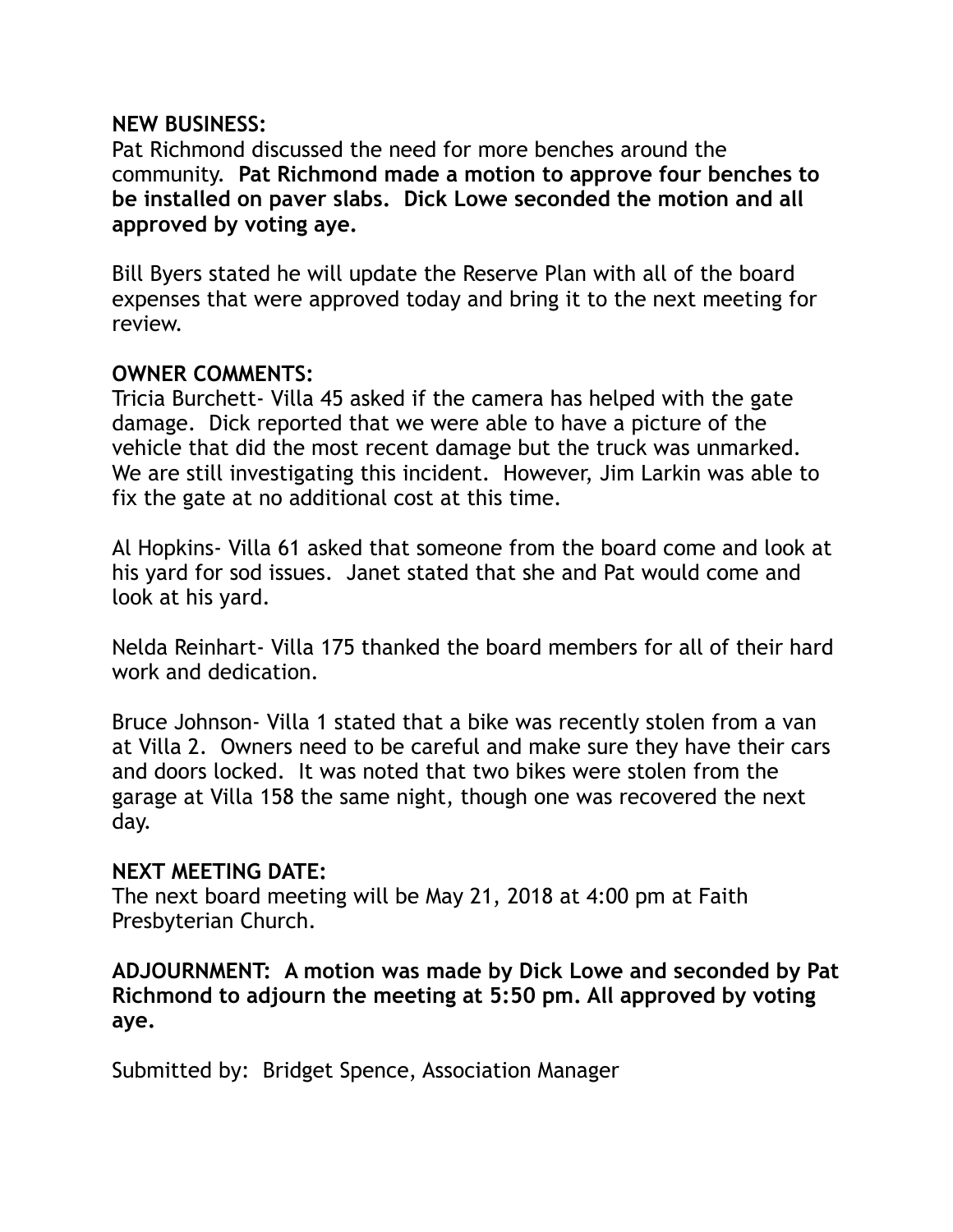**NEW BUSINESS:**
Pat Richmond discussed the need for more benches around the community. **Pat Richmond made a motion to approve four benches to be installed on paver slabs. Dick Lowe seconded the motion and all approved by voting aye.**

Bill Byers stated he will update the Reserve Plan with all of the board expenses that were approved today and bring it to the next meeting for review.

**OWNER COMMENTS:**
Tricia Burchett- Villa 45 asked if the camera has helped with the gate damage. Dick reported that we were able to have a picture of the vehicle that did the most recent damage but the truck was unmarked. We are still investigating this incident. However, Jim Larkin was able to fix the gate at no additional cost at this time.

Al Hopkins- Villa 61 asked that someone from the board come and look at his yard for sod issues. Janet stated that she and Pat would come and look at his yard.

Nelda Reinhart- Villa 175 thanked the board members for all of their hard work and dedication.

Bruce Johnson- Villa 1 stated that a bike was recently stolen from a van at Villa 2. Owners need to be careful and make sure they have their cars and doors locked. It was noted that two bikes were stolen from the garage at Villa 158 the same night, though one was recovered the next day.

**NEXT MEETING DATE:**
The next board meeting will be May 21, 2018 at 4:00 pm at Faith Presbyterian Church.

**ADJOURNMENT: A motion was made by Dick Lowe and seconded by Pat Richmond to adjourn the meeting at 5:50 pm. All approved by voting aye.**

Submitted by: Bridget Spence, Association Manager